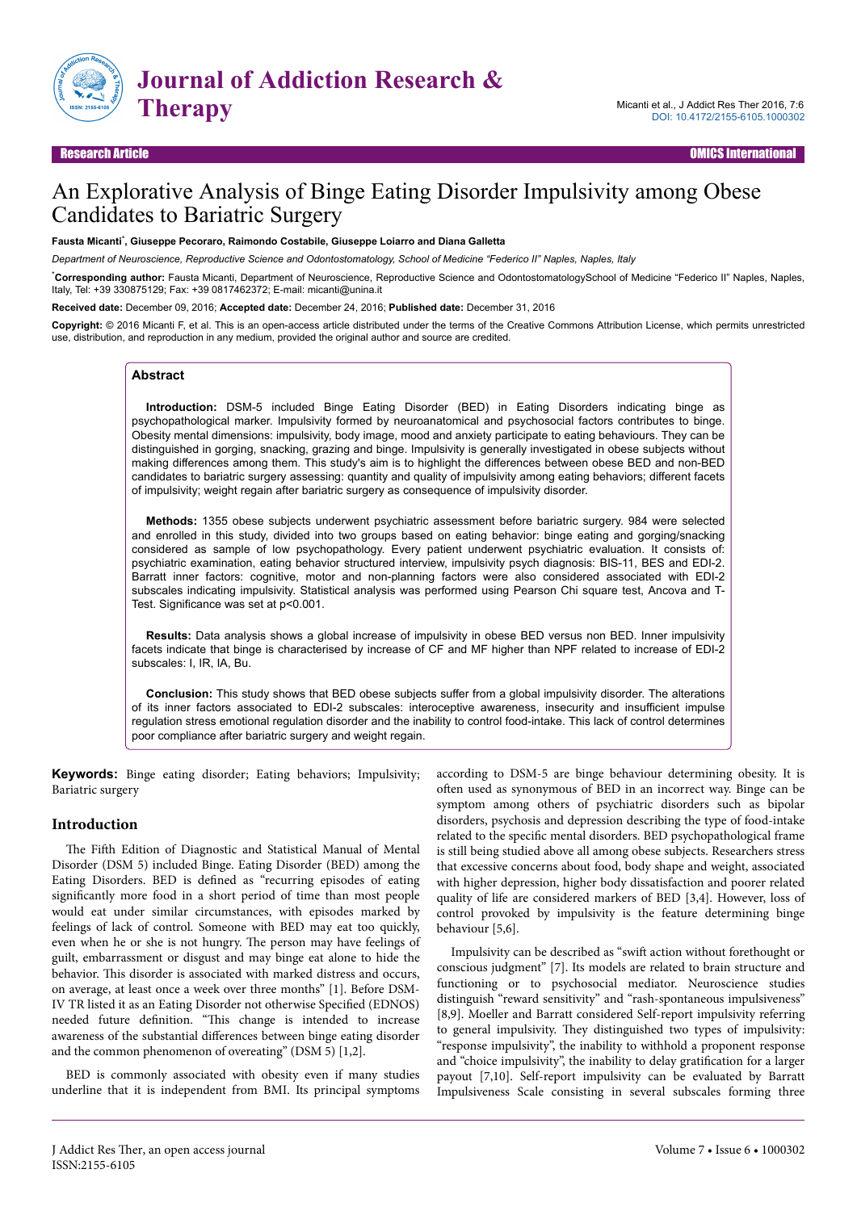# An Explorative Analysis of Binge Eating Disorder Impulsivity among Obese Candidates to Bariatric Surgery

**Fausta Micanti***, **Giuseppe Pecoraro, Raimondo Costabile, Giuseppe Loiarro and Diana Galletta**

*Department of Neuroscience, Reproductive Science and Odontostomatology, School of Medicine "Federico II" Naples, Naples, Italy*

***Corresponding author:** Fausta Micanti, Department of Neuroscience, Reproductive Science and OdontostomatologySchool of Medicine "Federico II" Naples, Naples, Italy, Tel: +39 330875129; Fax: +39 0817462372; E-mail: micanti@unina.it

**Received date:** December 09, 2016; **Accepted date:** December 24, 2016; **Published date:** December 31, 2016

**Copyright:** © 2016 Micanti F, et al. This is an open-access article distributed under the terms of the Creative Commons Attribution License, which permits unrestricted use, distribution, and reproduction in any medium, provided the original author and source are credited.

## Abstract

**Introduction:** DSM-5 included Binge Eating Disorder (BED) in Eating Disorders indicating binge as psychopathological marker. Impulsivity formed by neuroanatomical and psychosocial factors contributes to binge. Obesity mental dimensions: impulsivity, body image, mood and anxiety participate to eating behaviours. They can be distinguished in gorging, snacking, grazing and binge. Impulsivity is generally investigated in obese subjects without making differences among them. This study's aim is to highlight the differences between obese BED and non-BED candidates to bariatric surgery assessing: quantity and quality of impulsivity among eating behaviors; different facets of impulsivity; weight regain after bariatric surgery as consequence of impulsivity disorder.

**Methods:** 1355 obese subjects underwent psychiatric assessment before bariatric surgery. 984 were selected and enrolled in this study, divided into two groups based on eating behavior: binge eating and gorging/snacking considered as sample of low psychopathology. Every patient underwent psychiatric evaluation. It consists of: psychiatric examination, eating behavior structured interview, impulsivity psych diagnosis: BIS-11, BES and EDI-2. Barratt inner factors: cognitive, motor and non-planning factors were also considered associated with EDI-2 subscales indicating impulsivity. Statistical analysis was performed using Pearson Chi square test, Ancova and T-Test. Significance was set at $p<0.001$.

**Results:** Data analysis shows a global increase of impulsivity in obese BED versus non BED. Inner impulsivity facets indicate that binge is characterised by increase of CF and MF higher than NPF related to increase of EDI-2 subscales: I, IR, IA, Bu.

**Conclusion:** This study shows that BED obese subjects suffer from a global impulsivity disorder. The alterations of its inner factors associated to EDI-2 subscales: interoceptive awareness, insecurity and insufficient impulse regulation stress emotional regulation disorder and the inability to control food-intake. This lack of control determines poor compliance after bariatric surgery and weight regain.

**Keywords:** Binge eating disorder; Eating behaviors; Impulsivity; Bariatric surgery

## Introduction

The Fifth Edition of Diagnostic and Statistical Manual of Mental Disorder (DSM 5) included Binge. Eating Disorder (BED) among the Eating Disorders. BED is defined as "recurring episodes of eating significantly more food in a short period of time than most people would eat under similar circumstances, with episodes marked by feelings of lack of control. Someone with BED may eat too quickly, even when he or she is not hungry. The person may have feelings of guilt, embarrassment or disgust and may binge eat alone to hide the behavior. This disorder is associated with marked distress and occurs, on average, at least once a week over three months" [1]. Before DSM-IV TR listed it as an Eating Disorder not otherwise Specified (EDNOS) needed future definition. "This change is intended to increase awareness of the substantial differences between binge eating disorder and the common phenomenon of overeating" (DSM 5) [1,2].

BED is commonly associated with obesity even if many studies underline that it is independent from BMI. Its principal symptoms according to DSM-5 are binge behaviour determining obesity. It is often used as synonymous of BED in an incorrect way. Binge can be symptom among others of psychiatric disorders such as bipolar disorders, psychosis and depression describing the type of food-intake related to the specific mental disorders. BED psychopathological frame is still being studied above all among obese subjects. Researchers stress that excessive concerns about food, body shape and weight, associated with higher depression, higher body dissatisfaction and poorer related quality of life are considered markers of BED [3,4]. However, loss of control provoked by impulsivity is the feature determining binge behaviour [5,6].

Impulsivity can be described as "swift action without forethought or conscious judgment" [7]. Its models are related to brain structure and functioning or to psychosocial mediator. Neuroscience studies distinguish "reward sensitivity" and "rash-spontaneous impulsiveness" [8,9]. Moeller and Barratt considered Self-report impulsivity referring to general impulsivity. They distinguished two types of impulsivity: "response impulsivity", the inability to withhold a proponent response and "choice impulsivity", the inability to delay gratification for a larger payout [7,10]. Self-report impulsivity can be evaluated by Barratt Impulsiveness Scale consisting in several subscales forming three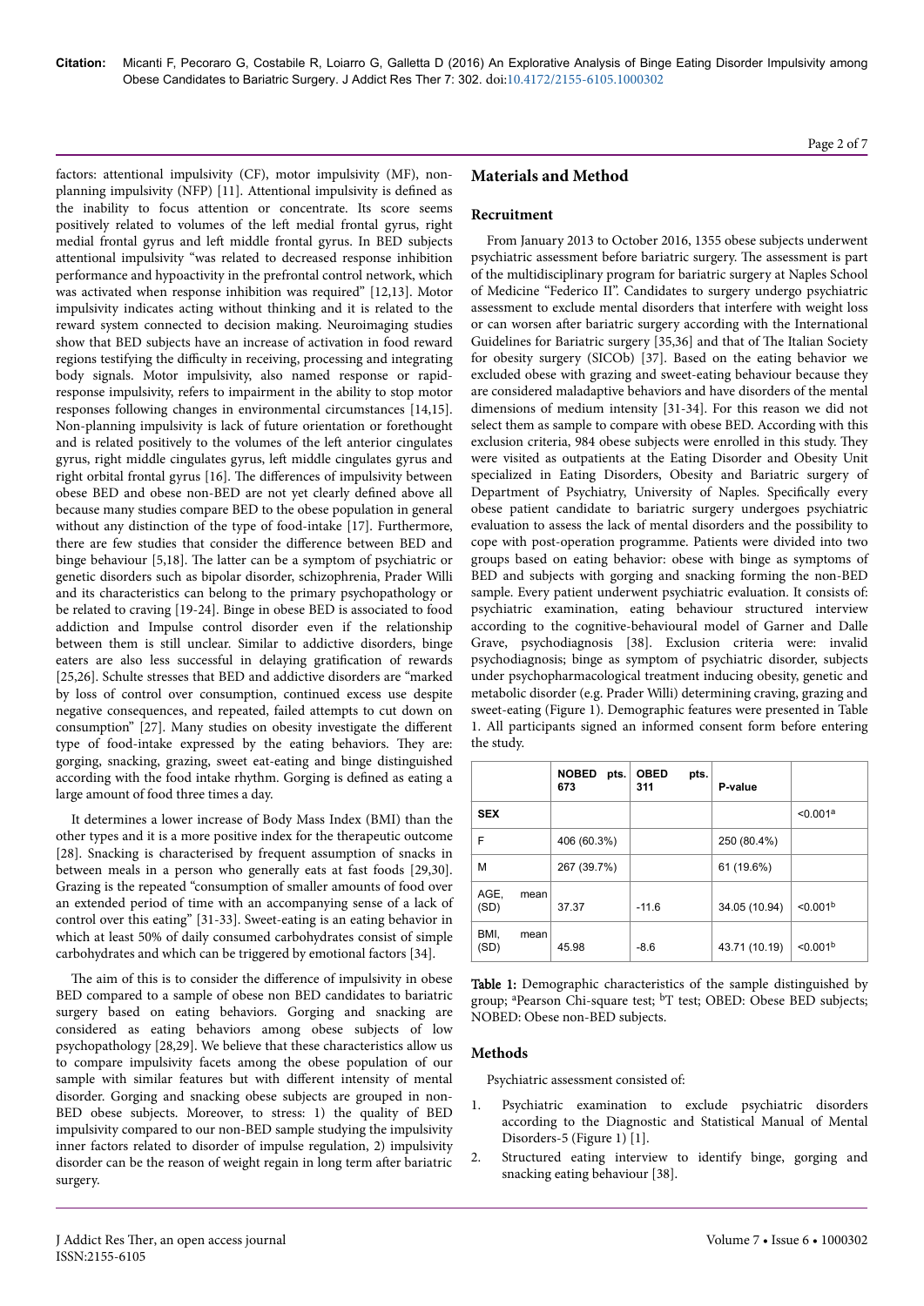factors: attentional impulsivity (CF), motor impulsivity (MF), non-planning impulsivity (NFP) [11]. Attentional impulsivity is defined as the inability to focus attention or concentrate. Its score seems positively related to volumes of the left medial frontal gyrus, right medial frontal gyrus and left middle frontal gyrus. In BED subjects attentional impulsivity "was related to decreased response inhibition performance and hypoactivity in the prefrontal control network, which was activated when response inhibition was required" [12,13]. Motor impulsivity indicates acting without thinking and it is related to the reward system connected to decision making. Neuroimaging studies show that BED subjects have an increase of activation in food reward regions testifying the difficulty in receiving, processing and integrating body signals. Motor impulsivity, also named response or rapid-response impulsivity, refers to impairment in the ability to stop motor responses following changes in environmental circumstances [14,15]. Non-planning impulsivity is lack of future orientation or forethought and is related positively to the volumes of the left anterior cingulates gyrus, right middle cingulates gyrus, left middle cingulates gyrus and right orbital frontal gyrus [16]. The differences of impulsivity between obese BED and obese non-BED are not yet clearly defined above all because many studies compare BED to the obese population in general without any distinction of the type of food-intake [17]. Furthermore, there are few studies that consider the difference between BED and binge behaviour [5,18]. The latter can be a symptom of psychiatric or genetic disorders such as bipolar disorder, schizophrenia, Prader Willi and its characteristics can belong to the primary psychopathology or be related to craving [19-24]. Binge in obese BED is associated to food addiction and Impulse control disorder even if the relationship between them is still unclear. Similar to addictive disorders, binge eaters are also less successful in delaying gratification of rewards [25,26]. Schulte stresses that BED and addictive disorders are "marked by loss of control over consumption, continued excess use despite negative consequences, and repeated, failed attempts to cut down on consumption" [27]. Many studies on obesity investigate the different type of food-intake expressed by the eating behaviors. They are: gorging, snacking, grazing, sweet eat-eating and binge distinguished according with the food intake rhythm. Gorging is defined as eating a large amount of food three times a day.

It determines a lower increase of Body Mass Index (BMI) than the other types and it is a more positive index for the therapeutic outcome [28]. Snacking is characterised by frequent assumption of snacks in between meals in a person who generally eats at fast foods [29,30]. Grazing is the repeated "consumption of smaller amounts of food over an extended period of time with an accompanying sense of a lack of control over this eating" [31-33]. Sweet-eating is an eating behavior in which at least 50% of daily consumed carbohydrates consist of simple carbohydrates and which can be triggered by emotional factors [34].

The aim of this is to consider the difference of impulsivity in obese BED compared to a sample of obese non BED candidates to bariatric surgery based on eating behaviors. Gorging and snacking are considered as eating behaviors among obese subjects of low psychopathology [28,29]. We believe that these characteristics allow us to compare impulsivity facets among the obese population of our sample with similar features but with different intensity of mental disorder. Gorging and snacking obese subjects are grouped in non-BED obese subjects. Moreover, to stress: 1) the quality of BED impulsivity compared to our non-BED sample studying the impulsivity inner factors related to disorder of impulse regulation, 2) impulsivity disorder can be the reason of weight regain in long term after bariatric surgery.

## Materials and Method

### Recruitment

From January 2013 to October 2016, 1355 obese subjects underwent psychiatric assessment before bariatric surgery. The assessment is part of the multidisciplinary program for bariatric surgery at Naples School of Medicine "Federico II". Candidates to surgery undergo psychiatric assessment to exclude mental disorders that interfere with weight loss or can worsen after bariatric surgery according with the International Guidelines for Bariatric surgery [35,36] and that of The Italian Society for obesity surgery (SICOb) [37]. Based on the eating behavior we excluded obese with grazing and sweet-eating behaviour because they are considered maladaptive behaviors and have disorders of the mental dimensions of medium intensity [31-34]. For this reason we did not select them as sample to compare with obese BED. According with this exclusion criteria, 984 obese subjects were enrolled in this study. They were visited as outpatients at the Eating Disorder and Obesity Unit specialized in Eating Disorders, Obesity and Bariatric surgery of Department of Psychiatry, University of Naples. Specifically every obese patient candidate to bariatric surgery undergoes psychiatric evaluation to assess the lack of mental disorders and the possibility to cope with post-operation programme. Patients were divided into two groups based on eating behavior: obese with binge as symptoms of BED and subjects with gorging and snacking forming the non-BED sample. Every patient underwent psychiatric evaluation. It consists of: psychiatric examination, eating behaviour structured interview according to the cognitive-behavioural model of Garner and Dalle Grave, psychodiagnosis [38]. Exclusion criteria were: invalid psychodiagnosis; binge as symptom of psychiatric disorder, subjects under psychopharmacological treatment inducing obesity, genetic and metabolic disorder (e.g. Prader Willi) determining craving, grazing and sweet-eating (Figure 1). Demographic features were presented in Table 1. All participants signed an informed consent form before entering the study.

| | NOBED pts. 673 | OBED pts. 311 | P-value | |
|---|---|---|---|---|
| SEX | | | | <0.001[a] |
| F | 406 (60.3%) | | 250 (80.4%) | |
| M | 267 (39.7%) | | 61 (19.6%) | |
| AGE, mean (SD) | 37.37 | -11.6 | 34.05 (10.94) | <0.001[b] |
| BMI, mean (SD) | 45.98 | -8.6 | 43.71 (10.19) | <0.001[b] |

**Table 1:** Demographic characteristics of the sample distinguished by group; [a]Pearson Chi-square test; [b]T test; OBED: Obese BED subjects; NOBED: Obese non-BED subjects.

### Methods

Psychiatric assessment consisted of:

1. Psychiatric examination to exclude psychiatric disorders according to the Diagnostic and Statistical Manual of Mental Disorders-5 (Figure 1) [1].
2. Structured eating interview to identify binge, gorging and snacking eating behaviour [38].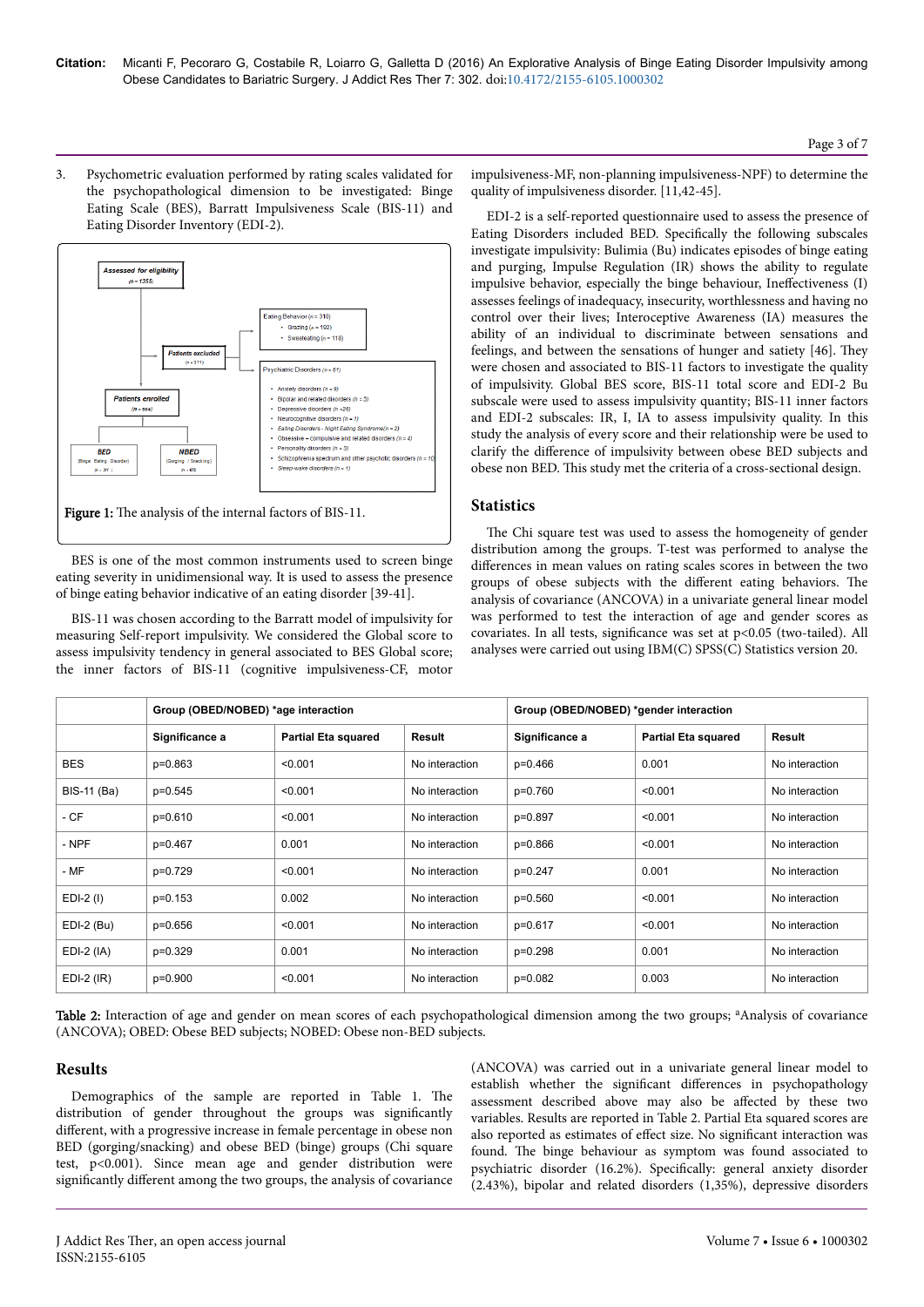3. Psychometric evaluation performed by rating scales validated for the psychopathological dimension to be investigated: Binge Eating Scale (BES), Barratt Impulsiveness Scale (BIS-11) and Eating Disorder Inventory (EDI-2).

Assessed for eligibility (n = 1355)

Patients excluded (n = 371)

Eating Behavior (n = 310)
- Grazing (n = 192)
- Sweeteating (n = 118)

Psychiatric Disorders (n = 61)
- Anxiety disorders (n = 9)
- Bipolar and related disorders (n = 5)
- Depressive disorders (n = 26)
- Neurocognitive disorders (n = 1)
- Eating Disorders - Night Eating Syndrome (n = 2)
- Obsessive – compulsive and related disorders (n = 4)
- Personality disorders (n = 3)
- Schizophrenia spectrum and other psychotic disorders (n = 10)
- Sleep-wake disorders (n = 1)

Patients enrolled (n = 984)

BED (Binge Eating Disorder) (n = 311)

NBED (Gorging / Snacking) (n = 673)

Figure 1: The analysis of the internal factors of BIS-11.

BES is one of the most common instruments used to screen binge eating severity in unidimensional way. It is used to assess the presence of binge eating behavior indicative of an eating disorder [39-41].

BIS-11 was chosen according to the Barratt model of impulsivity for measuring Self-report impulsivity. We considered the Global score to assess impulsivity tendency in general associated to BES Global score; the inner factors of BIS-11 (cognitive impulsiveness-CF, motor impulsiveness-MF, non-planning impulsiveness-NPF) to determine the quality of impulsiveness disorder. [11,42-45].

EDI-2 is a self-reported questionnaire used to assess the presence of Eating Disorders included BED. Specifically the following subscales investigate impulsivity: Bulimia (Bu) indicates episodes of binge eating and purging, Impulse Regulation (IR) shows the ability to regulate impulsive behavior, especially the binge behaviour, Ineffectiveness (I) assesses feelings of inadequacy, insecurity, worthlessness and having no control over their lives; Interoceptive Awareness (IA) measures the ability of an individual to discriminate between sensations and feelings, and between the sensations of hunger and satiety [46]. They were chosen and associated to BIS-11 factors to investigate the quality of impulsivity. Global BES score, BIS-11 total score and EDI-2 Bu subscale were used to assess impulsivity quantity; BIS-11 inner factors and EDI-2 subscales: IR, I, IA to assess impulsivity quality. In this study the analysis of every score and their relationship were be used to clarify the difference of impulsivity between obese BED subjects and obese non BED. This study met the criteria of a cross-sectional design.

## Statistics

The Chi square test was used to assess the homogeneity of gender distribution among the groups. T-test was performed to analyse the differences in mean values on rating scales scores in between the two groups of obese subjects with the different eating behaviors. The analysis of covariance (ANCOVA) in a univariate general linear model was performed to test the interaction of age and gender scores as covariates. In all tests, significance was set at p<0.05 (two-tailed). All analyses were carried out using IBM(C) SPSS(C) Statistics version 20.

| | Group (OBED/NOBED) *age interaction | | | Group (OBED/NOBED) *gender interaction | | |
|---|---|---|---|---|---|---|
| | Significance a | Partial Eta squared | Result | Significance a | Partial Eta squared | Result |
| BES | p=0.863 | <0.001 | No interaction | p=0.466 | 0.001 | No interaction |
| BIS-11 (Ba) | p=0.545 | <0.001 | No interaction | p=0.760 | <0.001 | No interaction |
| - CF | p=0.610 | <0.001 | No interaction | p=0.897 | <0.001 | No interaction |
| - NPF | p=0.467 | 0.001 | No interaction | p=0.866 | <0.001 | No interaction |
| - MF | p=0.729 | <0.001 | No interaction | p=0.247 | 0.001 | No interaction |
| EDI-2 (I) | p=0.153 | 0.002 | No interaction | p=0.560 | <0.001 | No interaction |
| EDI-2 (Bu) | p=0.656 | <0.001 | No interaction | p=0.617 | <0.001 | No interaction |
| EDI-2 (IA) | p=0.329 | 0.001 | No interaction | p=0.298 | 0.001 | No interaction |
| EDI-2 (IR) | p=0.900 | <0.001 | No interaction | p=0.082 | 0.003 | No interaction |

Table 2: Interaction of age and gender on mean scores of each psychopathological dimension among the two groups; [a]Analysis of covariance (ANCOVA); OBED: Obese BED subjects; NOBED: Obese non-BED subjects.

## Results

Demographics of the sample are reported in Table 1. The distribution of gender throughout the groups was significantly different, with a progressive increase in female percentage in obese non BED (gorging/snacking) and obese BED (binge) groups (Chi square test, p<0.001). Since mean age and gender distribution were significantly different among the two groups, the analysis of covariance (ANCOVA) was carried out in a univariate general linear model to establish whether the significant differences in psychopathology assessment described above may also be affected by these two variables. Results are reported in Table 2. Partial Eta squared scores are also reported as estimates of effect size. No significant interaction was found. The binge behaviour was found associated to psychiatric disorder (16.2%). Specifically: general anxiety disorder (2.43%), bipolar and related disorders (1,35%), depressive disorders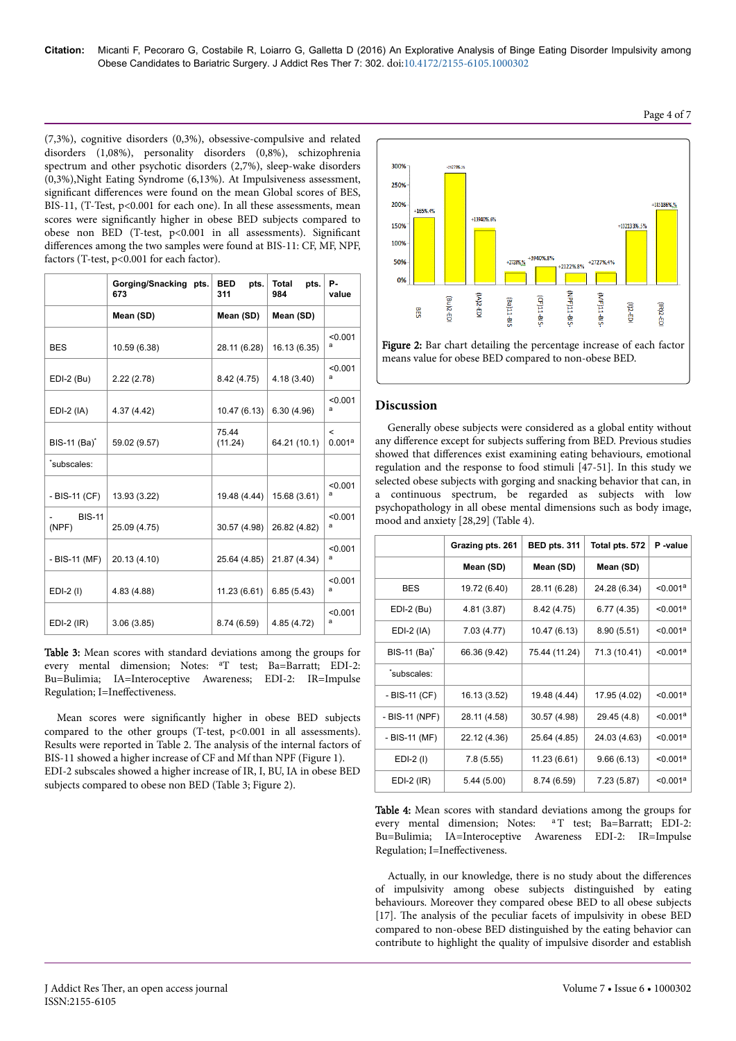(7,3%), cognitive disorders (0,3%), obsessive-compulsive and related disorders (1,08%), personality disorders (0,8%), schizophrenia spectrum and other psychotic disorders (2,7%), sleep-wake disorders (0,3%),Night Eating Syndrome (6,13%). At Impulsiveness assessment, significant differences were found on the mean Global scores of BES, BIS-11, (T-Test, p<0.001 for each one). In all these assessments, mean scores were significantly higher in obese BED subjects compared to obese non BED (T-test, p<0.001 in all assessments). Significant differences among the two samples were found at BIS-11: CF, MF, NPF, factors (T-test, p<0.001 for each factor).

| | Gorging/Snacking pts. 673 | BED pts. 311 | Total pts. 984 | P-value |
|---|---|---|---|---|
| | Mean (SD) | Mean (SD) | Mean (SD) | |
| BES | 10.59 (6.38) | 28.11 (6.28) | 16.13 (6.35) | <0.001 [a] |
| EDI-2 (Bu) | 2.22 (2.78) | 8.42 (4.75) | 4.18 (3.40) | <0.001 [a] |
| EDI-2 (IA) | 4.37 (4.42) | 10.47 (6.13) | 6.30 (4.96) | <0.001 [a] |
| BIS-11 (Ba)* | 59.02 (9.57) | 75.44 (11.24) | 64.21 (10.1) | < 0.001[a] |
| *subscales: | | | | |
| - BIS-11 (CF) | 13.93 (3.22) | 19.48 (4.44) | 15.68 (3.61) | <0.001 [a] |
| - BIS-11 (NPF) | 25.09 (4.75) | 30.57 (4.98) | 26.82 (4.82) | <0.001 [a] |
| - BIS-11 (MF) | 20.13 (4.10) | 25.64 (4.85) | 21.87 (4.34) | <0.001 [a] |
| EDI-2 (I) | 4.83 (4.88) | 11.23 (6.61) | 6.85 (5.43) | <0.001 [a] |
| EDI-2 (IR) | 3.06 (3.85) | 8.74 (6.59) | 4.85 (4.72) | <0.001 [a] |

**Table 3:** Mean scores with standard deviations among the groups for every mental dimension; Notes: [a]T test; Ba=Barratt; EDI-2: Bu=Bulimia; IA=Interoceptive Awareness; EDI-2: IR=Impulse Regulation; I=Ineffectiveness.

Mean scores were significantly higher in obese BED subjects compared to the other groups (T-test, p<0.001 in all assessments). Results were reported in Table 2. The analysis of the internal factors of BIS-11 showed a higher increase of CF and Mf than NPF (Figure 1). EDI-2 subscales showed a higher increase of IR, I, BU, IA in obese BED subjects compared to obese non BED (Table 3; Figure 2).

**Figure 2:** Bar chart detailing the percentage increase of each factor means value for obese BED compared to non-obese BED.

## Discussion

Generally obese subjects were considered as a global entity without any difference except for subjects suffering from BED. Previous studies showed that differences exist examining eating behaviours, emotional regulation and the response to food stimuli [47-51]. In this study we selected obese subjects with gorging and snacking behavior that can, in a continuous spectrum, be regarded as subjects with low psychopathology in all obese mental dimensions such as body image, mood and anxiety [28,29] (Table 4).

| | Grazing pts. 261 | BED pts. 311 | Total pts. 572 | P -value |
|---|---|---|---|---|
| | Mean (SD) | Mean (SD) | Mean (SD) | |
| BES | 19.72 (6.40) | 28.11 (6.28) | 24.28 (6.34) | <0.001[a] |
| EDI-2 (Bu) | 4.81 (3.87) | 8.42 (4.75) | 6.77 (4.35) | <0.001[a] |
| EDI-2 (IA) | 7.03 (4.77) | 10.47 (6.13) | 8.90 (5.51) | <0.001[a] |
| BIS-11 (Ba)* | 66.36 (9.42) | 75.44 (11.24) | 71.3 (10.41) | <0.001[a] |
| *subscales: | | | | |
| - BIS-11 (CF) | 16.13 (3.52) | 19.48 (4.44) | 17.95 (4.02) | <0.001[a] |
| - BIS-11 (NPF) | 28.11 (4.58) | 30.57 (4.98) | 29.45 (4.8) | <0.001[a] |
| - BIS-11 (MF) | 22.12 (4.36) | 25.64 (4.85) | 24.03 (4.63) | <0.001[a] |
| EDI-2 (I) | 7.8 (5.55) | 11.23 (6.61) | 9.66 (6.13) | <0.001[a] |
| EDI-2 (IR) | 5.44 (5.00) | 8.74 (6.59) | 7.23 (5.87) | <0.001[a] |

**Table 4:** Mean scores with standard deviations among the groups for every mental dimension; Notes: [a]T test; Ba=Barratt; EDI-2: Bu=Bulimia; IA=Interoceptive Awareness EDI-2: IR=Impulse Regulation; I=Ineffectiveness.

Actually, in our knowledge, there is no study about the differences of impulsivity among obese subjects distinguished by eating behaviours. Moreover they compared obese BED to all obese subjects [17]. The analysis of the peculiar facets of impulsivity in obese BED compared to non-obese BED distinguished by the eating behavior can contribute to highlight the quality of impulsive disorder and establish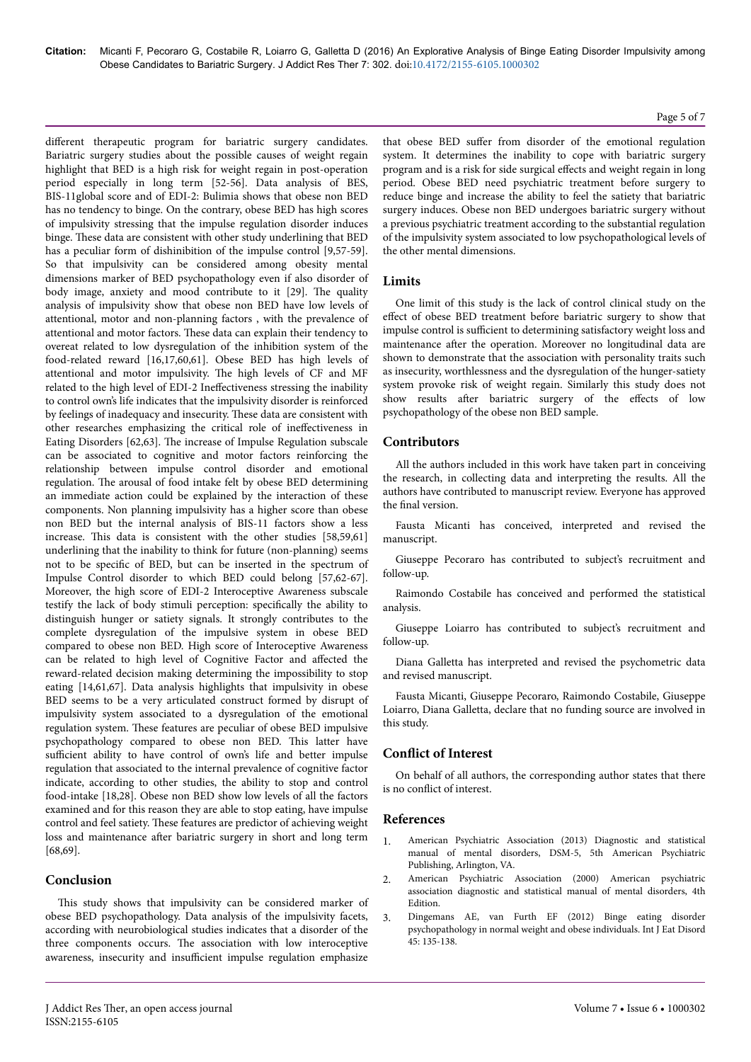different therapeutic program for bariatric surgery candidates. Bariatric surgery studies about the possible causes of weight regain highlight that BED is a high risk for weight regain in post-operation period especially in long term [52-56]. Data analysis of BES, BIS-11global score and of EDI-2: Bulimia shows that obese non BED has no tendency to binge. On the contrary, obese BED has high scores of impulsivity stressing that the impulse regulation disorder induces binge. These data are consistent with other study underlining that BED has a peculiar form of dishinibition of the impulse control [9,57-59]. So that impulsivity can be considered among obesity mental dimensions marker of BED psychopathology even if also disorder of body image, anxiety and mood contribute to it [29]. The quality analysis of impulsivity show that obese non BED have low levels of attentional, motor and non-planning factors , with the prevalence of attentional and motor factors. These data can explain their tendency to overeat related to low dysregulation of the inhibition system of the food-related reward [16,17,60,61]. Obese BED has high levels of attentional and motor impulsivity. The high levels of CF and MF related to the high level of EDI-2 Ineffectiveness stressing the inability to control own's life indicates that the impulsivity disorder is reinforced by feelings of inadequacy and insecurity. These data are consistent with other researches emphasizing the critical role of ineffectiveness in Eating Disorders [62,63]. The increase of Impulse Regulation subscale can be associated to cognitive and motor factors reinforcing the relationship between impulse control disorder and emotional regulation. The arousal of food intake felt by obese BED determining an immediate action could be explained by the interaction of these components. Non planning impulsivity has a higher score than obese non BED but the internal analysis of BIS-11 factors show a less increase. This data is consistent with the other studies [58,59,61] underlining that the inability to think for future (non-planning) seems not to be specific of BED, but can be inserted in the spectrum of Impulse Control disorder to which BED could belong [57,62-67]. Moreover, the high score of EDI-2 Interoceptive Awareness subscale testify the lack of body stimuli perception: specifically the ability to distinguish hunger or satiety signals. It strongly contributes to the complete dysregulation of the impulsive system in obese BED compared to obese non BED. High score of Interoceptive Awareness can be related to high level of Cognitive Factor and affected the reward-related decision making determining the impossibility to stop eating [14,61,67]. Data analysis highlights that impulsivity in obese BED seems to be a very articulated construct formed by disrupt of impulsivity system associated to a dysregulation of the emotional regulation system. These features are peculiar of obese BED impulsive psychopathology compared to obese non BED. This latter have sufficient ability to have control of own's life and better impulse regulation that associated to the internal prevalence of cognitive factor indicate, according to other studies, the ability to stop and control food-intake [18,28]. Obese non BED show low levels of all the factors examined and for this reason they are able to stop eating, have impulse control and feel satiety. These features are predictor of achieving weight loss and maintenance after bariatric surgery in short and long term [68,69].

## Conclusion

This study shows that impulsivity can be considered marker of obese BED psychopathology. Data analysis of the impulsivity facets, according with neurobiological studies indicates that a disorder of the three components occurs. The association with low interoceptive awareness, insecurity and insufficient impulse regulation emphasize that obese BED suffer from disorder of the emotional regulation system. It determines the inability to cope with bariatric surgery program and is a risk for side surgical effects and weight regain in long period. Obese BED need psychiatric treatment before surgery to reduce binge and increase the ability to feel the satiety that bariatric surgery induces. Obese non BED undergoes bariatric surgery without a previous psychiatric treatment according to the substantial regulation of the impulsivity system associated to low psychopathological levels of the other mental dimensions.

## Limits

One limit of this study is the lack of control clinical study on the effect of obese BED treatment before bariatric surgery to show that impulse control is sufficient to determining satisfactory weight loss and maintenance after the operation. Moreover no longitudinal data are shown to demonstrate that the association with personality traits such as insecurity, worthlessness and the dysregulation of the hunger-satiety system provoke risk of weight regain. Similarly this study does not show results after bariatric surgery of the effects of low psychopathology of the obese non BED sample.

## Contributors

All the authors included in this work have taken part in conceiving the research, in collecting data and interpreting the results. All the authors have contributed to manuscript review. Everyone has approved the final version.

Fausta Micanti has conceived, interpreted and revised the manuscript.

Giuseppe Pecoraro has contributed to subject's recruitment and follow-up.

Raimondo Costabile has conceived and performed the statistical analysis.

Giuseppe Loiarro has contributed to subject's recruitment and follow-up.

Diana Galletta has interpreted and revised the psychometric data and revised manuscript.

Fausta Micanti, Giuseppe Pecoraro, Raimondo Costabile, Giuseppe Loiarro, Diana Galletta, declare that no funding source are involved in this study.

## Conflict of Interest

On behalf of all authors, the corresponding author states that there is no conflict of interest.

## References

1. American Psychiatric Association (2013) Diagnostic and statistical manual of mental disorders, DSM-5, 5th American Psychiatric Publishing, Arlington, VA.
2. American Psychiatric Association (2000) American psychiatric association diagnostic and statistical manual of mental disorders, 4th Edition.
3. Dingemans AE, van Furth EF (2012) Binge eating disorder psychopathology in normal weight and obese individuals. Int J Eat Disord 45: 135-138.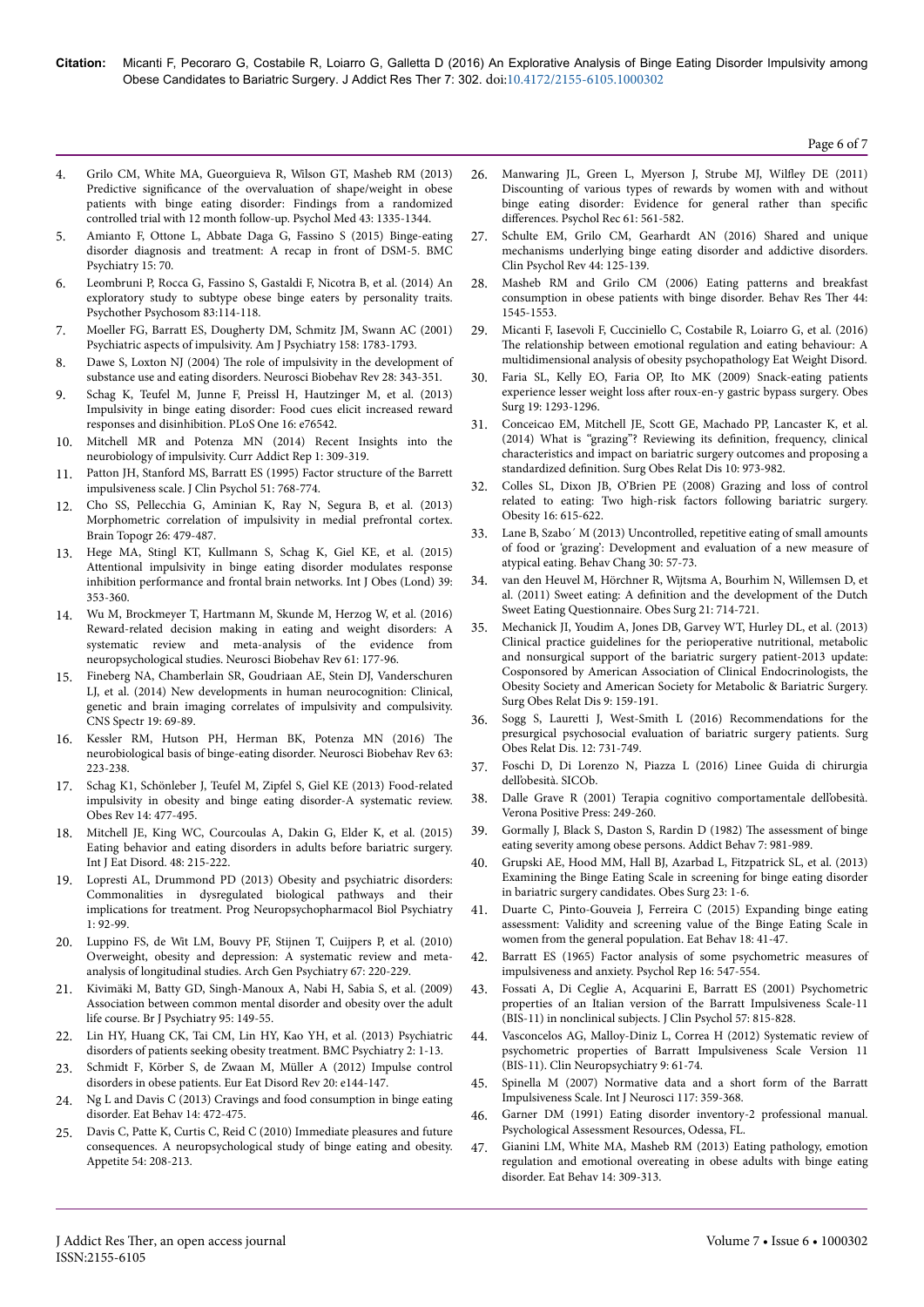4. Grilo CM, White MA, Gueorguieva R, Wilson GT, Masheb RM (2013) Predictive significance of the overvaluation of shape/weight in obese patients with binge eating disorder: Findings from a randomized controlled trial with 12 month follow-up. Psychol Med 43: 1335-1344.
5. Amianto F, Ottone L, Abbate Daga G, Fassino S (2015) Binge-eating disorder diagnosis and treatment: A recap in front of DSM-5. BMC Psychiatry 15: 70.
6. Leombruni P, Rocca G, Fassino S, Gastaldi F, Nicotra B, et al. (2014) An exploratory study to subtype obese binge eaters by personality traits. Psychother Psychosom 83:114-118.
7. Moeller FG, Barratt ES, Dougherty DM, Schmitz JM, Swann AC (2001) Psychiatric aspects of impulsivity. Am J Psychiatry 158: 1783-1793.
8. Dawe S, Loxton NJ (2004) The role of impulsivity in the development of substance use and eating disorders. Neurosci Biobehav Rev 28: 343-351.
9. Schag K, Teufel M, Junne F, Preissl H, Hautzinger M, et al. (2013) Impulsivity in binge eating disorder: Food cues elicit increased reward responses and disinhibition. PLoS One 16: e76542.
10. Mitchell MR and Potenza MN (2014) Recent Insights into the neurobiology of impulsivity. Curr Addict Rep 1: 309-319.
11. Patton JH, Stanford MS, Barratt ES (1995) Factor structure of the Barratt impulsiveness scale. J Clin Psychol 51: 768-774.
12. Cho SS, Pellecchia G, Aminian K, Ray N, Segura B, et al. (2013) Morphometric correlation of impulsivity in medial prefrontal cortex. Brain Topogr 26: 479-487.
13. Hege MA, Stingl KT, Kullmann S, Schag K, Giel KE, et al. (2015) Attentional impulsivity in binge eating disorder modulates response inhibition performance and frontal brain networks. Int J Obes (Lond) 39: 353-360.
14. Wu M, Brockmeyer T, Hartmann M, Skunde M, Herzog W, et al. (2016) Reward-related decision making in eating and weight disorders: A systematic review and meta-analysis of the evidence from neuropsychological studies. Neurosci Biobehav Rev 61: 177-96.
15. Fineberg NA, Chamberlain SR, Goudriaan AE, Stein DJ, Vanderschuren LJ, et al. (2014) New developments in human neurocognition: Clinical, genetic and brain imaging correlates of impulsivity and compulsivity. CNS Spectr 19: 69-89.
16. Kessler RM, Hutson PH, Herman BK, Potenza MN (2016) The neurobiological basis of binge-eating disorder. Neurosci Biobehav Rev 63: 223-238.
17. Schag K1, Schönleber J, Teufel M, Zipfel S, Giel KE (2013) Food-related impulsivity in obesity and binge eating disorder-A systematic review. Obes Rev 14: 477-495.
18. Mitchell JE, King WC, Courcoulas A, Dakin G, Elder K, et al. (2015) Eating behavior and eating disorders in adults before bariatric surgery. Int J Eat Disord. 48: 215-222.
19. Lopresti AL, Drummond PD (2013) Obesity and psychiatric disorders: Commonalities in dysregulated biological pathways and their implications for treatment. Prog Neuropsychopharmacol Biol Psychiatry 1: 92-99.
20. Luppino FS, de Wit LM, Bouvy PF, Stijnen T, Cuijpers P, et al. (2010) Overweight, obesity and depression: A systematic review and meta-analysis of longitudinal studies. Arch Gen Psychiatry 67: 220-229.
21. Kivimäki M, Batty GD, Singh-Manoux A, Nabi H, Sabia S, et al. (2009) Association between common mental disorder and obesity over the adult life course. Br J Psychiatry 95: 149-55.
22. Lin HY, Huang CK, Tai CM, Lin HY, Kao YH, et al. (2013) Psychiatric disorders of patients seeking obesity treatment. BMC Psychiatry 2: 1-13.
23. Schmidt F, Körber S, de Zwaan M, Müller A (2012) Impulse control disorders in obese patients. Eur Eat Disord Rev 20: e144-147.
24. Ng L and Davis C (2013) Cravings and food consumption in binge eating disorder. Eat Behav 14: 472-475.
25. Davis C, Patte K, Curtis C, Reid C (2010) Immediate pleasures and future consequences. A neuropsychological study of binge eating and obesity. Appetite 54: 208-213.
26. Manwaring JL, Green L, Myerson J, Strube MJ, Wilfley DE (2011) Discounting of various types of rewards by women with and without binge eating disorder: Evidence for general rather than specific differences. Psychol Rec 61: 561-582.
27. Schulte EM, Grilo CM, Gearhardt AN (2016) Shared and unique mechanisms underlying binge eating disorder and addictive disorders. Clin Psychol Rev 44: 125-139.
28. Masheb RM and Grilo CM (2006) Eating patterns and breakfast consumption in obese patients with binge disorder. Behav Res Ther 44: 1545-1553.
29. Micanti F, Iasevoli F, Cucciniello C, Costabile R, Loiarro G, et al. (2016) The relationship between emotional regulation and eating behaviour: A multidimensional analysis of obesity psychopathology Eat Weight Disord.
30. Faria SL, Kelly EO, Faria OP, Ito MK (2009) Snack-eating patients experience lesser weight loss after roux-en-y gastric bypass surgery. Obes Surg 19: 1293-1296.
31. Conceicao EM, Mitchell JE, Scott GE, Machado PP, Lancaster K, et al. (2014) What is "grazing"? Reviewing its definition, frequency, clinical characteristics and impact on bariatric surgery outcomes and proposing a standardized definition. Surg Obes Relat Dis 10: 973-982.
32. Colles SL, Dixon JB, O'Brien PE (2008) Grazing and loss of control related to eating: Two high-risk factors following bariatric surgery. Obesity 16: 615-622.
33. Lane B, Szabo´ M (2013) Uncontrolled, repetitive eating of small amounts of food or 'grazing': Development and evaluation of a new measure of atypical eating. Behav Chang 30: 57-73.
34. van den Heuvel M, Hörchner R, Wijtsma A, Bourhim N, Willemsen D, et al. (2011) Sweet eating: A definition and the development of the Dutch Sweet Eating Questionnaire. Obes Surg 21: 714-721.
35. Mechanick JI, Youdim A, Jones DB, Garvey WT, Hurley DL, et al. (2013) Clinical practice guidelines for the perioperative nutritional, metabolic and nonsurgical support of the bariatric surgery patient-2013 update: Cosponsored by American Association of Clinical Endocrinologists, the Obesity Society and American Society for Metabolic & Bariatric Surgery. Surg Obes Relat Dis 9: 159-191.
36. Sogg S, Lauretti J, West-Smith L (2016) Recommendations for the presurgical psychosocial evaluation of bariatric surgery patients. Surg Obes Relat Dis. 12: 731-749.
37. Foschi D, Di Lorenzo N, Piazza L (2016) Linee Guida di chirurgia dell'obesità. SICOb.
38. Dalle Grave R (2001) Terapia cognitivo comportamentale dell'obesità. Verona Positive Press: 249-260.
39. Gormally J, Black S, Daston S, Rardin D (1982) The assessment of binge eating severity among obese persons. Addict Behav 7: 981-989.
40. Grupski AE, Hood MM, Hall BJ, Azarbad L, Fitzpatrick SL, et al. (2013) Examining the Binge Eating Scale in screening for binge eating disorder in bariatric surgery candidates. Obes Surg 23: 1-6.
41. Duarte C, Pinto-Gouveia J, Ferreira C (2015) Expanding binge eating assessment: Validity and screening value of the Binge Eating Scale in women from the general population. Eat Behav 18: 41-47.
42. Barratt ES (1965) Factor analysis of some psychometric measures of impulsiveness and anxiety. Psychol Rep 16: 547-554.
43. Fossati A, Di Ceglie A, Acquarini E, Barratt ES (2001) Psychometric properties of an Italian version of the Barratt Impulsiveness Scale-11 (BIS-11) in nonclinical subjects. J Clin Psychol 57: 815-828.
44. Vasconcelos AG, Malloy-Diniz L, Correa H (2012) Systematic review of psychometric properties of Barratt Impulsiveness Scale Version 11 (BIS-11). Clin Neuropsychiatry 9: 61-74.
45. Spinella M (2007) Normative data and a short form of the Barratt Impulsiveness Scale. Int J Neurosci 117: 359-368.
46. Garner DM (1991) Eating disorder inventory-2 professional manual. Psychological Assessment Resources, Odessa, FL.
47. Gianini LM, White MA, Masheb RM (2013) Eating pathology, emotion regulation and emotional overeating in obese adults with binge eating disorder. Eat Behav 14: 309-313.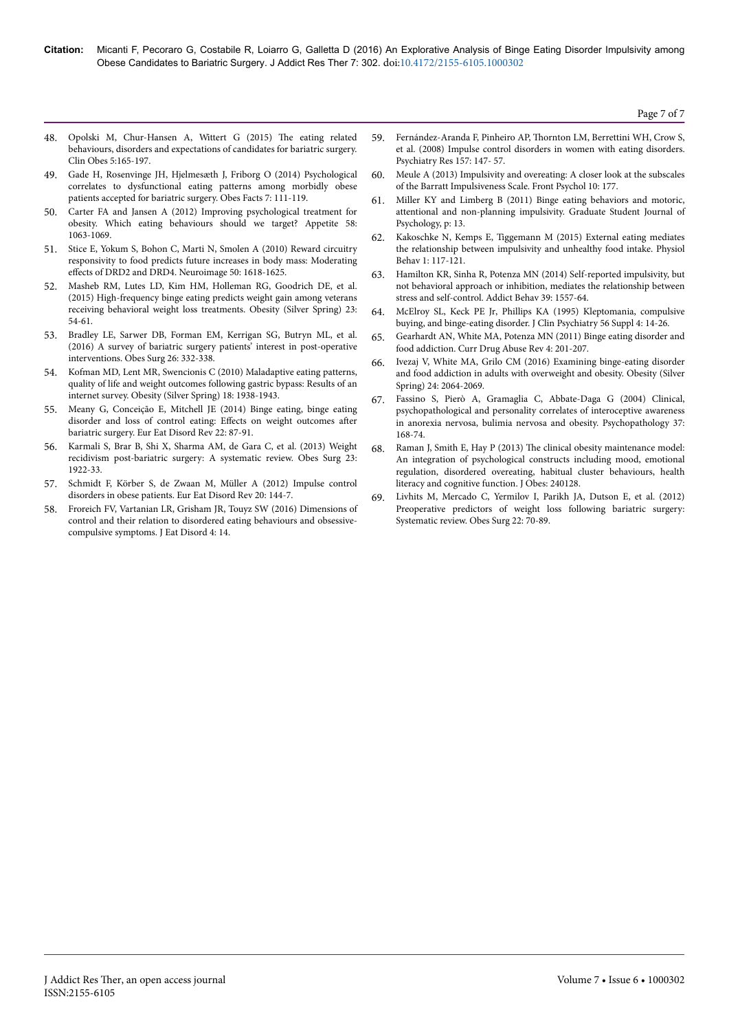48. Opolski M, Chur-Hansen A, Wittert G (2015) The eating related behaviours, disorders and expectations of candidates for bariatric surgery. Clin Obes 5:165-197.
49. Gade H, Rosenvinge JH, Hjelmesæth J, Friborg O (2014) Psychological correlates to dysfunctional eating patterns among morbidly obese patients accepted for bariatric surgery. Obes Facts 7: 111-119.
50. Carter FA and Jansen A (2012) Improving psychological treatment for obesity. Which eating behaviours should we target? Appetite 58: 1063-1069.
51. Stice E, Yokum S, Bohon C, Marti N, Smolen A (2010) Reward circuitry responsivity to food predicts future increases in body mass: Moderating effects of DRD2 and DRD4. Neuroimage 50: 1618-1625.
52. Masheb RM, Lutes LD, Kim HM, Holleman RG, Goodrich DE, et al. (2015) High-frequency binge eating predicts weight gain among veterans receiving behavioral weight loss treatments. Obesity (Silver Spring) 23: 54-61.
53. Bradley LE, Sarwer DB, Forman EM, Kerrigan SG, Butryn ML, et al. (2016) A survey of bariatric surgery patients' interest in post-operative interventions. Obes Surg 26: 332-338.
54. Kofman MD, Lent MR, Swencionis C (2010) Maladaptive eating patterns, quality of life and weight outcomes following gastric bypass: Results of an internet survey. Obesity (Silver Spring) 18: 1938-1943.
55. Meany G, Conceição E, Mitchell JE (2014) Binge eating, binge eating disorder and loss of control eating: Effects on weight outcomes after bariatric surgery. Eur Eat Disord Rev 22: 87-91.
56. Karmali S, Brar B, Shi X, Sharma AM, de Gara C, et al. (2013) Weight recidivism post-bariatric surgery: A systematic review. Obes Surg 23: 1922-33.
57. Schmidt F, Körber S, de Zwaan M, Müller A (2012) Impulse control disorders in obese patients. Eur Eat Disord Rev 20: 144-7.
58. Froreich FV, Vartanian LR, Grisham JR, Touyz SW (2016) Dimensions of control and their relation to disordered eating behaviours and obsessive-compulsive symptoms. J Eat Disord 4: 14.
59. Fernández-Aranda F, Pinheiro AP, Thornton LM, Berrettini WH, Crow S, et al. (2008) Impulse control disorders in women with eating disorders. Psychiatry Res 157: 147- 57.
60. Meule A (2013) Impulsivity and overeating: A closer look at the subscales of the Barratt Impulsiveness Scale. Front Psychol 10: 177.
61. Miller KY and Limberg B (2011) Binge eating behaviors and motoric, attentional and non-planning impulsivity. Graduate Student Journal of Psychology, p: 13.
62. Kakoschke N, Kemps E, Tiggemann M (2015) External eating mediates the relationship between impulsivity and unhealthy food intake. Physiol Behav 1: 117-121.
63. Hamilton KR, Sinha R, Potenza MN (2014) Self-reported impulsivity, but not behavioral approach or inhibition, mediates the relationship between stress and self-control. Addict Behav 39: 1557-64.
64. McElroy SL, Keck PE Jr, Phillips KA (1995) Kleptomania, compulsive buying, and binge-eating disorder. J Clin Psychiatry 56 Suppl 4: 14-26.
65. Gearhardt AN, White MA, Potenza MN (2011) Binge eating disorder and food addiction. Curr Drug Abuse Rev 4: 201-207.
66. Ivezaj V, White MA, Grilo CM (2016) Examining binge-eating disorder and food addiction in adults with overweight and obesity. Obesity (Silver Spring) 24: 2064-2069.
67. Fassino S, Pierò A, Gramaglia C, Abbate-Daga G (2004) Clinical, psychopathological and personality correlates of interoceptive awareness in anorexia nervosa, bulimia nervosa and obesity. Psychopathology 37: 168-74.
68. Raman J, Smith E, Hay P (2013) The clinical obesity maintenance model: An integration of psychological constructs including mood, emotional regulation, disordered overeating, habitual cluster behaviours, health literacy and cognitive function. J Obes: 240128.
69. Livhits M, Mercado C, Yermilov I, Parikh JA, Dutson E, et al. (2012) Preoperative predictors of weight loss following bariatric surgery: Systematic review. Obes Surg 22: 70-89.